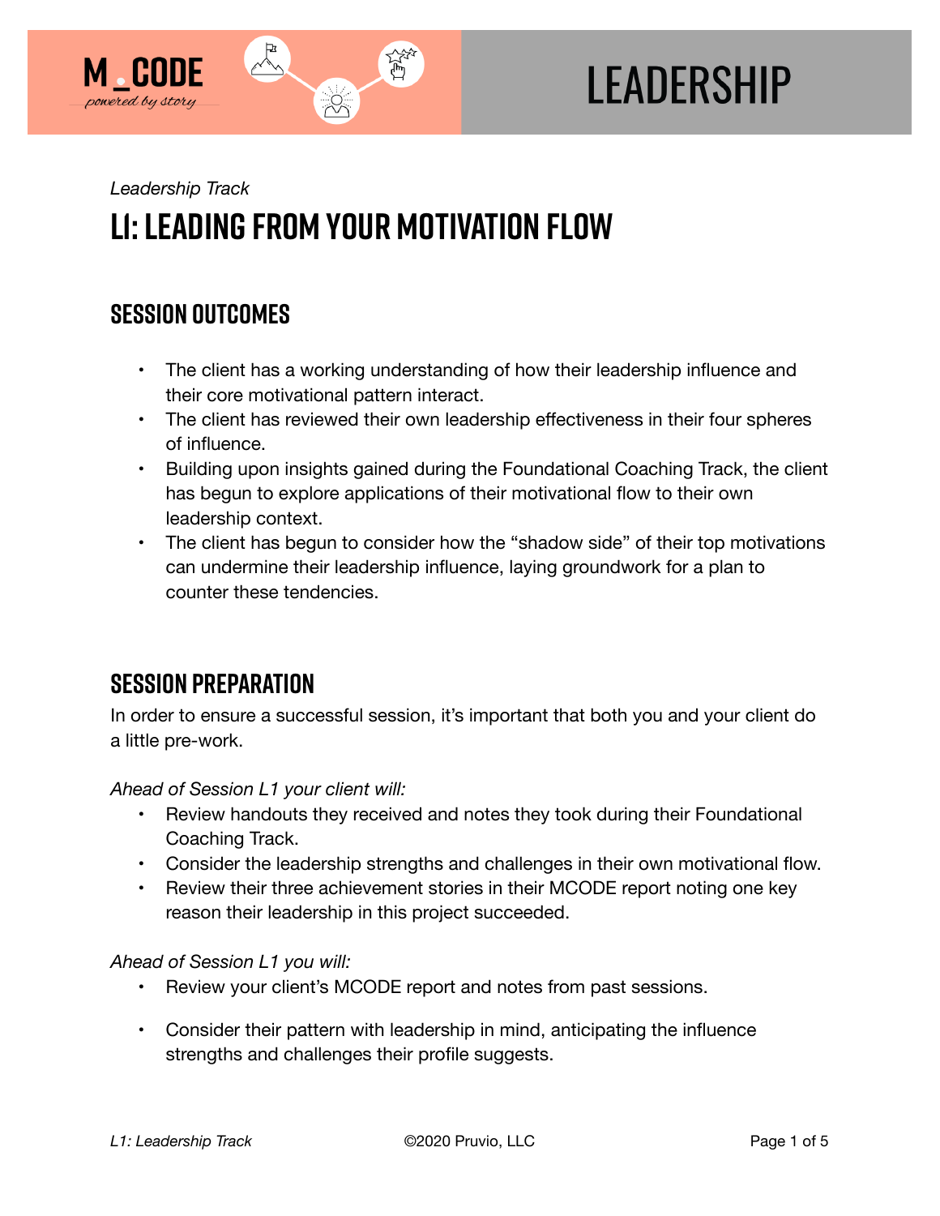M_CODE
*powered by story*

# LEADERSHIP

*Leadership Track*

# L1: LEADING FROM YOUR MOTIVATION FLOW

## SESSION OUTCOMES

- The client has a working understanding of how their leadership influence and their core motivational pattern interact.
- The client has reviewed their own leadership effectiveness in their four spheres of influence.
- Building upon insights gained during the Foundational Coaching Track, the client has begun to explore applications of their motivational flow to their own leadership context.
- The client has begun to consider how the "shadow side" of their top motivations can undermine their leadership influence, laying groundwork for a plan to counter these tendencies.

## SESSION PREPARATION

In order to ensure a successful session, it's important that both you and your client do a little pre-work.

*Ahead of Session L1 your client will:*

- Review handouts they received and notes they took during their Foundational Coaching Track.
- Consider the leadership strengths and challenges in their own motivational flow.
- Review their three achievement stories in their MCODE report noting one key reason their leadership in this project succeeded.

*Ahead of Session L1 you will:*

- Review your client's MCODE report and notes from past sessions.
- Consider their pattern with leadership in mind, anticipating the influence strengths and challenges their profile suggests.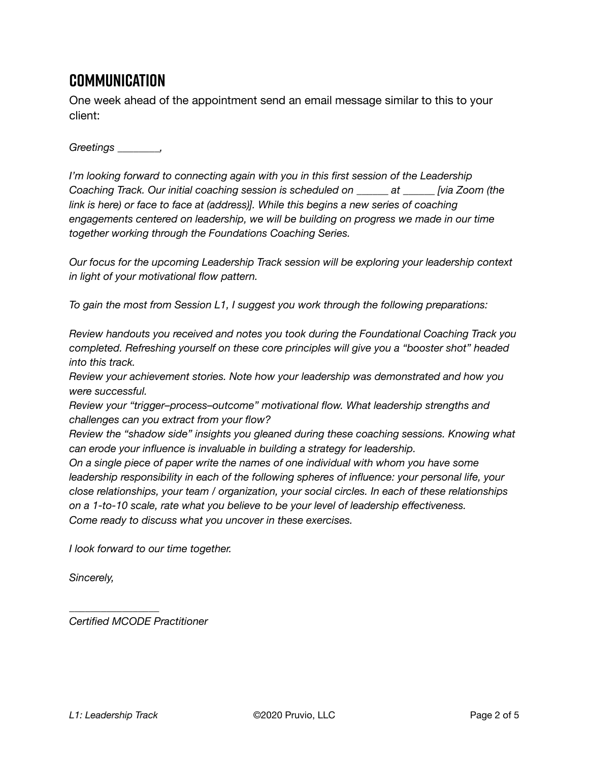## COMMUNICATION

One week ahead of the appointment send an email message similar to this to your client:

*Greetings ________,*

*I'm looking forward to connecting again with you in this first session of the Leadership Coaching Track. Our initial coaching session is scheduled on ______ at ______ [via Zoom (the link is here) or face to face at (address)]. While this begins a new series of coaching engagements centered on leadership, we will be building on progress we made in our time together working through the Foundations Coaching Series.*

*Our focus for the upcoming Leadership Track session will be exploring your leadership context in light of your motivational flow pattern.*

*To gain the most from Session L1, I suggest you work through the following preparations:*

*Review handouts you received and notes you took during the Foundational Coaching Track you completed. Refreshing yourself on these core principles will give you a "booster shot" headed into this track.*

*Review your achievement stories. Note how your leadership was demonstrated and how you were successful.*

*Review your "trigger–process–outcome" motivational flow. What leadership strengths and challenges can you extract from your flow?*

*Review the "shadow side" insights you gleaned during these coaching sessions. Knowing what can erode your influence is invaluable in building a strategy for leadership.*

*On a single piece of paper write the names of one individual with whom you have some leadership responsibility in each of the following spheres of influence: your personal life, your close relationships, your team / organization, your social circles. In each of these relationships on a 1-to-10 scale, rate what you believe to be your level of leadership effectiveness.*

*Come ready to discuss what you uncover in these exercises.*

*I look forward to our time together.*

*Sincerely,*

*________________*

*Certified MCODE Practitioner*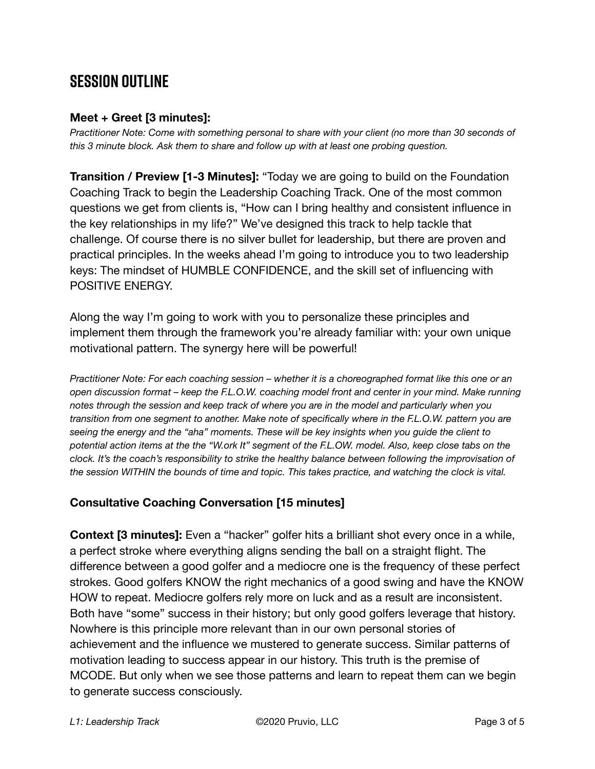## SESSION OUTLINE

**Meet + Greet [3 minutes]:**
*Practitioner Note: Come with something personal to share with your client (no more than 30 seconds of this 3 minute block. Ask them to share and follow up with at least one probing question.*

**Transition / Preview [1-3 Minutes]:** "Today we are going to build on the Foundation Coaching Track to begin the Leadership Coaching Track. One of the most common questions we get from clients is, "How can I bring healthy and consistent influence in the key relationships in my life?" We've designed this track to help tackle that challenge. Of course there is no silver bullet for leadership, but there are proven and practical principles. In the weeks ahead I'm going to introduce you to two leadership keys: The mindset of HUMBLE CONFIDENCE, and the skill set of influencing with POSITIVE ENERGY.

Along the way I'm going to work with you to personalize these principles and implement them through the framework you're already familiar with: your own unique motivational pattern. The synergy here will be powerful!

*Practitioner Note: For each coaching session – whether it is a choreographed format like this one or an open discussion format – keep the F.L.O.W. coaching model front and center in your mind. Make running notes through the session and keep track of where you are in the model and particularly when you transition from one segment to another. Make note of specifically where in the F.L.O.W. pattern you are seeing the energy and the "aha" moments. These will be key insights when you guide the client to potential action items at the the "W.ork It" segment of the F.L.OW. model. Also, keep close tabs on the clock. It's the coach's responsibility to strike the healthy balance between following the improvisation of the session WITHIN the bounds of time and topic. This takes practice, and watching the clock is vital.*

**Consultative Coaching Conversation [15 minutes]**

**Context [3 minutes]:** Even a "hacker" golfer hits a brilliant shot every once in a while, a perfect stroke where everything aligns sending the ball on a straight flight. The difference between a good golfer and a mediocre one is the frequency of these perfect strokes. Good golfers KNOW the right mechanics of a good swing and have the KNOW HOW to repeat. Mediocre golfers rely more on luck and as a result are inconsistent. Both have "some" success in their history; but only good golfers leverage that history. Nowhere is this principle more relevant than in our own personal stories of achievement and the influence we mustered to generate success. Similar patterns of motivation leading to success appear in our history. This truth is the premise of MCODE. But only when we see those patterns and learn to repeat them can we begin to generate success consciously.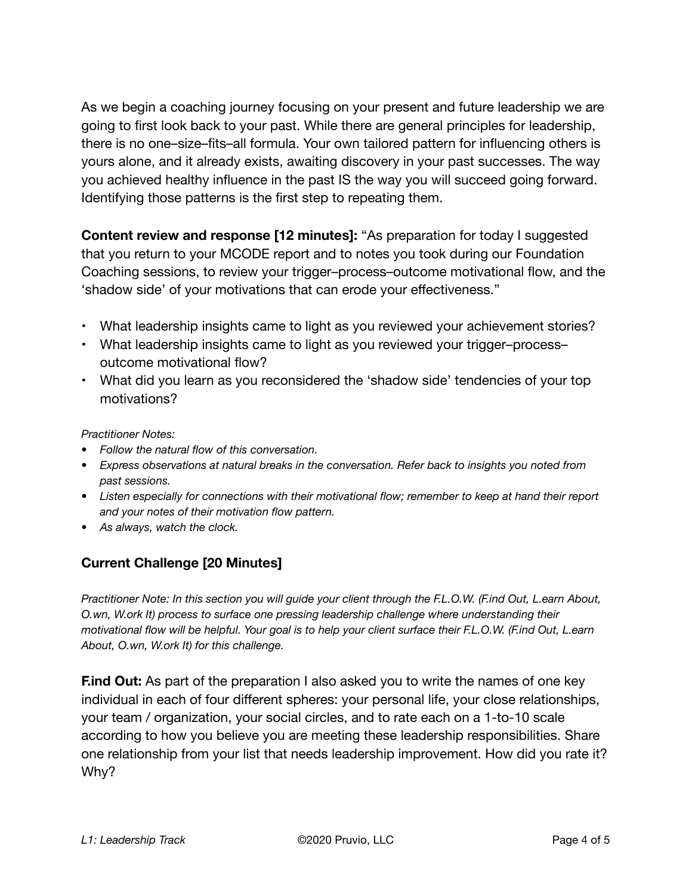As we begin a coaching journey focusing on your present and future leadership we are going to first look back to your past. While there are general principles for leadership, there is no one–size–fits–all formula. Your own tailored pattern for influencing others is yours alone, and it already exists, awaiting discovery in your past successes. The way you achieved healthy influence in the past IS the way you will succeed going forward. Identifying those patterns is the first step to repeating them.

**Content review and response [12 minutes]:** "As preparation for today I suggested that you return to your MCODE report and to notes you took during our Foundation Coaching sessions, to review your trigger–process–outcome motivational flow, and the 'shadow side' of your motivations that can erode your effectiveness."

- What leadership insights came to light as you reviewed your achievement stories?
- What leadership insights came to light as you reviewed your trigger–process–outcome motivational flow?
- What did you learn as you reconsidered the 'shadow side' tendencies of your top motivations?

*Practitioner Notes:*

- *Follow the natural flow of this conversation.*
- *Express observations at natural breaks in the conversation. Refer back to insights you noted from past sessions.*
- *Listen especially for connections with their motivational flow; remember to keep at hand their report and your notes of their motivation flow pattern.*
- *As always, watch the clock.*

### Current Challenge [20 Minutes]

*Practitioner Note: In this section you will guide your client through the F.L.O.W. (F.ind Out, L.earn About, O.wn, W.ork It) process to surface one pressing leadership challenge where understanding their motivational flow will be helpful. Your goal is to help your client surface their F.L.O.W. (F.ind Out, L.earn About, O.wn, W.ork It) for this challenge.*

**F.ind Out:** As part of the preparation I also asked you to write the names of one key individual in each of four different spheres: your personal life, your close relationships, your team / organization, your social circles, and to rate each on a 1-to-10 scale according to how you believe you are meeting these leadership responsibilities. Share one relationship from your list that needs leadership improvement. How did you rate it? Why?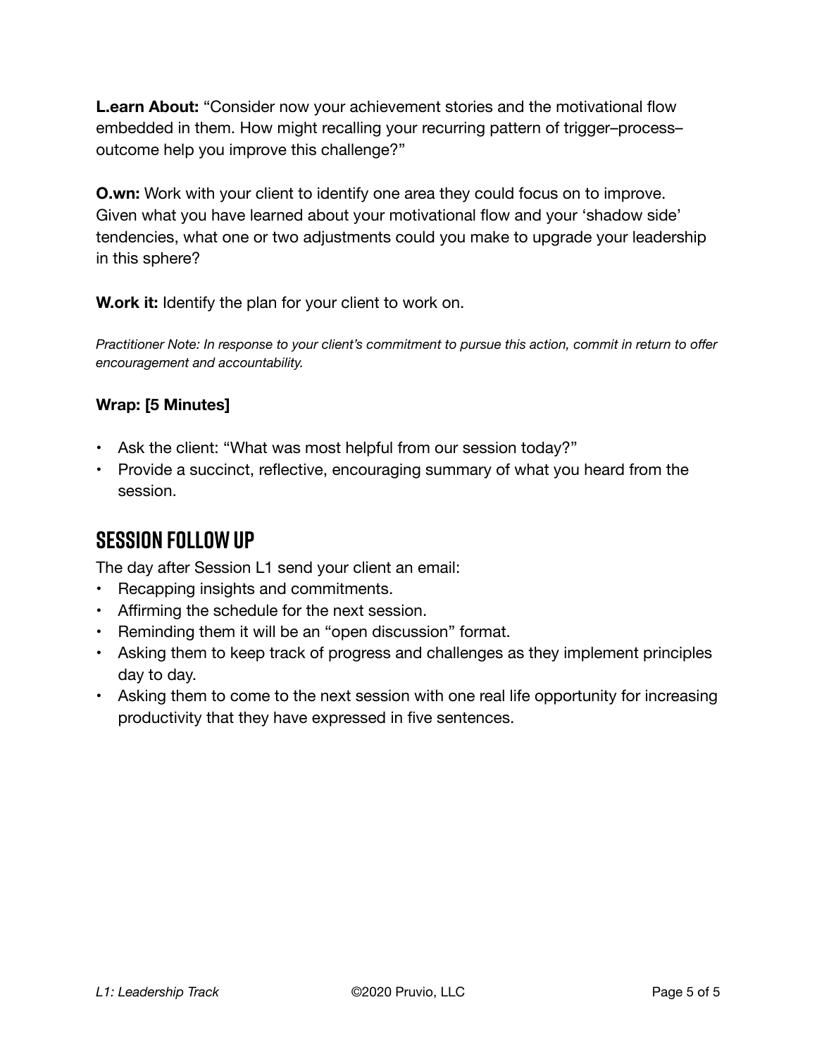**L.earn About:** "Consider now your achievement stories and the motivational flow embedded in them. How might recalling your recurring pattern of trigger–process–outcome help you improve this challenge?"

**O.wn:** Work with your client to identify one area they could focus on to improve. Given what you have learned about your motivational flow and your 'shadow side' tendencies, what one or two adjustments could you make to upgrade your leadership in this sphere?

**W.ork it:** Identify the plan for your client to work on.

*Practitioner Note: In response to your client's commitment to pursue this action, commit in return to offer encouragement and accountability.*

**Wrap: [5 Minutes]**

- Ask the client: "What was most helpful from our session today?"
- Provide a succinct, reflective, encouraging summary of what you heard from the session.

## Session Follow Up

The day after Session L1 send your client an email:

- Recapping insights and commitments.
- Affirming the schedule for the next session.
- Reminding them it will be an "open discussion" format.
- Asking them to keep track of progress and challenges as they implement principles day to day.
- Asking them to come to the next session with one real life opportunity for increasing productivity that they have expressed in five sentences.